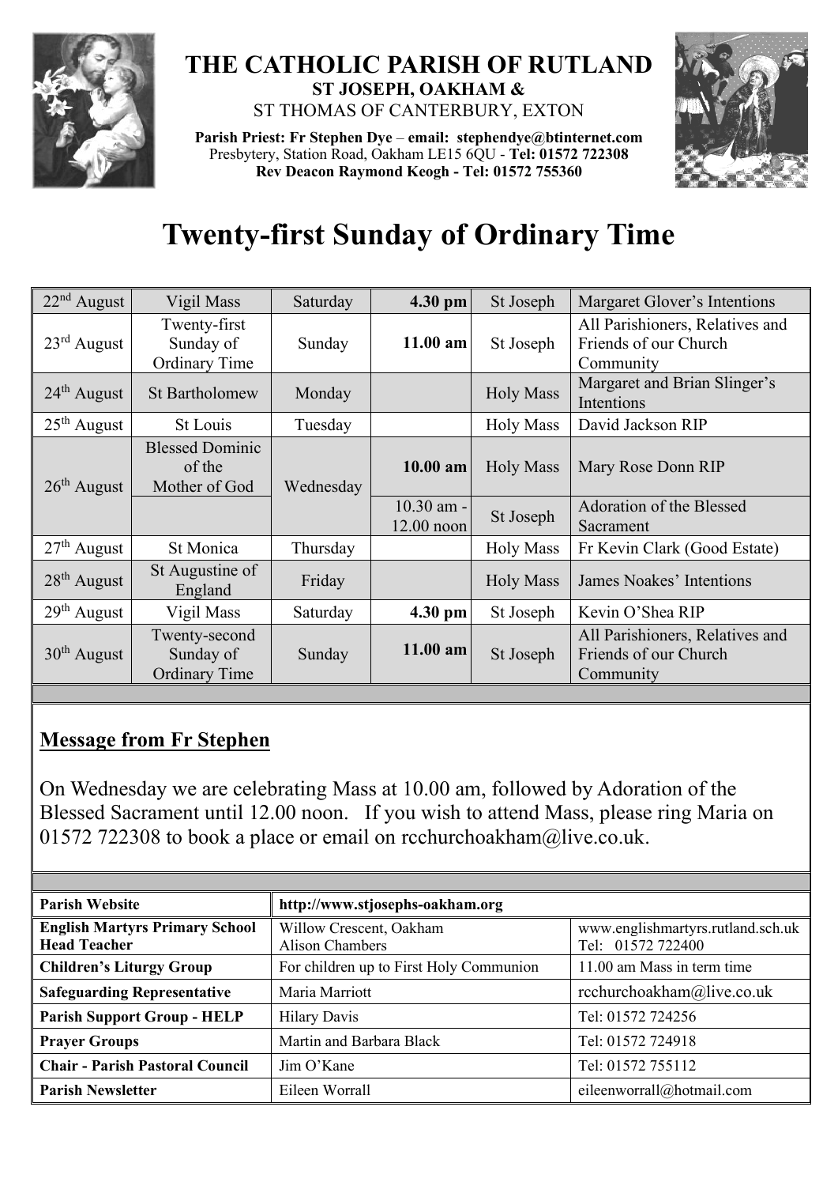# THE CATHOLIC PARISH OF RUTLAND

**ST JOSEPH, OAKHAM &**

ST THOMAS OF CANTERBURY, EXTON

**Parish Priest: Fr Stephen Dye** – **email: stephendye@btinternet.com**
Presbytery, Station Road, Oakham LE15 6QU - **Tel: 01572 722308**
**Rev Deacon Raymond Keogh - Tel: 01572 755360**

# Twenty-first Sunday of Ordinary Time

| | | | | | |
|---|---|---|---|---|---|
| 22nd August | Vigil Mass | Saturday | **4.30 pm** | St Joseph | Margaret Glover's Intentions |
| 23rd August | Twenty-first Sunday of Ordinary Time | Sunday | **11.00 am** | St Joseph | All Parishioners, Relatives and Friends of our Church Community |
| 24th August | St Bartholomew | Monday | | Holy Mass | Margaret and Brian Slinger's Intentions |
| 25th August | St Louis | Tuesday | | Holy Mass | David Jackson RIP |
| 26th August | Blessed Dominic of the Mother of God | Wednesday | **10.00 am** | Holy Mass | Mary Rose Donn RIP |
| | | | 10.30 am - 12.00 noon | St Joseph | Adoration of the Blessed Sacrament |
| 27th August | St Monica | Thursday | | Holy Mass | Fr Kevin Clark (Good Estate) |
| 28th August | St Augustine of England | Friday | | Holy Mass | James Noakes' Intentions |
| 29th August | Vigil Mass | Saturday | **4.30 pm** | St Joseph | Kevin O'Shea RIP |
| 30th August | Twenty-second Sunday of Ordinary Time | Sunday | **11.00 am** | St Joseph | All Parishioners, Relatives and Friends of our Church Community |

## Message from Fr Stephen

On Wednesday we are celebrating Mass at 10.00 am, followed by Adoration of the Blessed Sacrament until 12.00 noon. If you wish to attend Mass, please ring Maria on 01572 722308 to book a place or email on rcchurchoakham@live.co.uk.

| | | |
|---|---|---|
| **Parish Website** | **http://www.stjosephs-oakham.org** | |
| **English Martyrs Primary School Head Teacher** | Willow Crescent, Oakham Alison Chambers | www.englishmartyrs.rutland.sch.uk Tel: 01572 722400 |
| **Children's Liturgy Group** | For children up to First Holy Communion | 11.00 am Mass in term time |
| **Safeguarding Representative** | Maria Marriott | rcchurchoakham@live.co.uk |
| **Parish Support Group - HELP** | Hilary Davis | Tel: 01572 724256 |
| **Prayer Groups** | Martin and Barbara Black | Tel: 01572 724918 |
| **Chair - Parish Pastoral Council** | Jim O'Kane | Tel: 01572 755112 |
| **Parish Newsletter** | Eileen Worrall | eileenworrall@hotmail.com |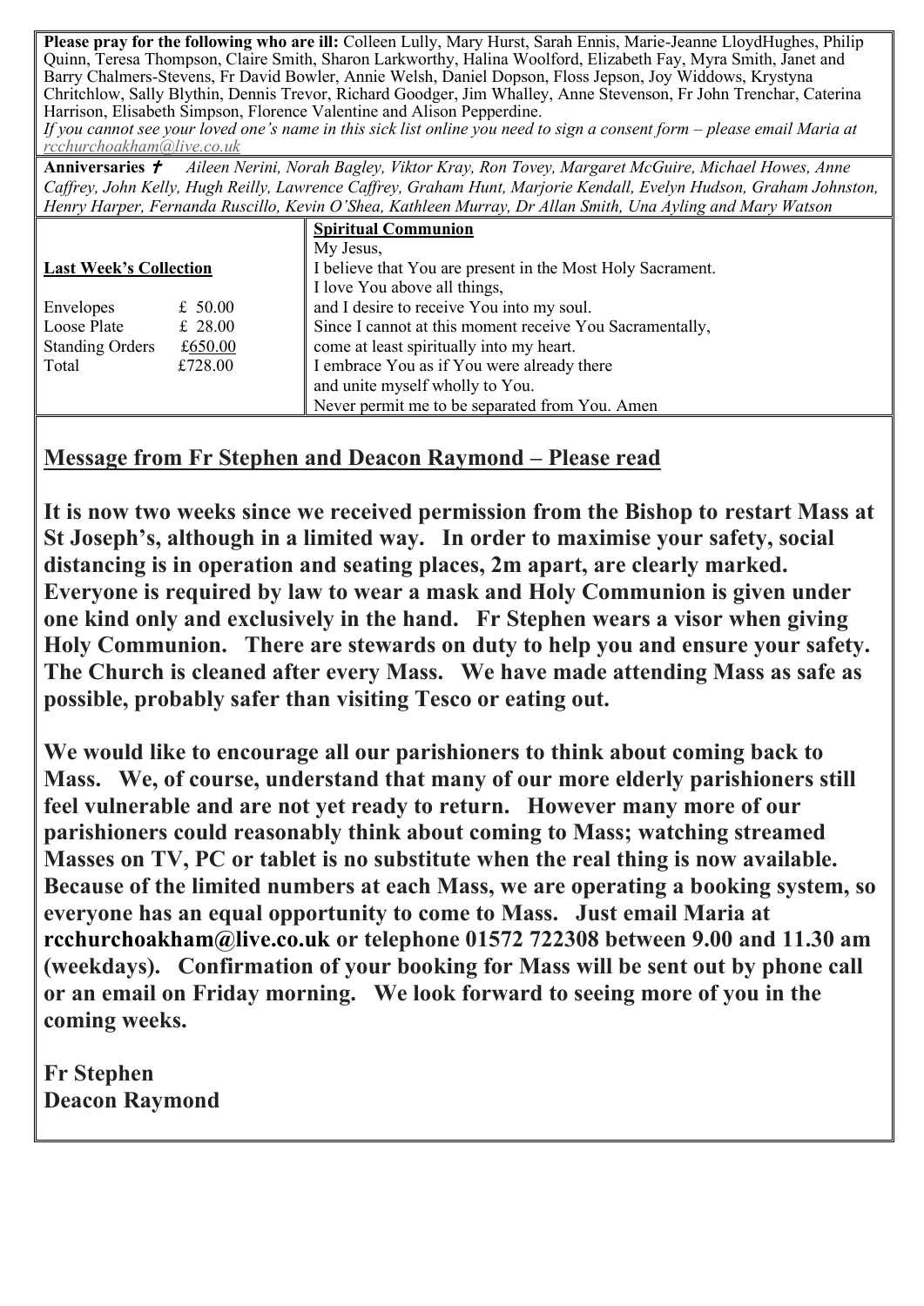**Please pray for the following who are ill:** Colleen Lully, Mary Hurst, Sarah Ennis, Marie-Jeanne LloydHughes, Philip Quinn, Teresa Thompson, Claire Smith, Sharon Larkworthy, Halina Woolford, Elizabeth Fay, Myra Smith, Janet and Barry Chalmers-Stevens, Fr David Bowler, Annie Welsh, Daniel Dopson, Floss Jepson, Joy Widdows, Krystyna Chritchlow, Sally Blythin, Dennis Trevor, Richard Goodger, Jim Whalley, Anne Stevenson, Fr John Trenchar, Caterina Harrison, Elisabeth Simpson, Florence Valentine and Alison Pepperdine.

*If you cannot see your loved one's name in this sick list online you need to sign a consent form – please email Maria at rcchurchoakham@live.co.uk*

**Anniversaries ✝** *Aileen Nerini, Norah Bagley, Viktor Kray, Ron Tovey, Margaret McGuire, Michael Howes, Anne Caffrey, John Kelly, Hugh Reilly, Lawrence Caffrey, Graham Hunt, Marjorie Kendall, Evelyn Hudson, Graham Johnston, Henry Harper, Fernanda Ruscillo, Kevin O'Shea, Kathleen Murray, Dr Allan Smith, Una Ayling and Mary Watson*

**Last Week's Collection**

| | |
|---|---|
| Envelopes | £ 50.00 |
| Loose Plate | £ 28.00 |
| Standing Orders | £650.00 |
| Total | £728.00 |

**Spiritual Communion**

My Jesus,
I believe that You are present in the Most Holy Sacrament.
I love You above all things,
and I desire to receive You into my soul.
Since I cannot at this moment receive You Sacramentally,
come at least spiritually into my heart.
I embrace You as if You were already there
and unite myself wholly to You.
Never permit me to be separated from You. Amen

## Message from Fr Stephen and Deacon Raymond – Please read

**It is now two weeks since we received permission from the Bishop to restart Mass at St Joseph's, although in a limited way. In order to maximise your safety, social distancing is in operation and seating places, 2m apart, are clearly marked. Everyone is required by law to wear a mask and Holy Communion is given under one kind only and exclusively in the hand. Fr Stephen wears a visor when giving Holy Communion. There are stewards on duty to help you and ensure your safety. The Church is cleaned after every Mass. We have made attending Mass as safe as possible, probably safer than visiting Tesco or eating out.**

**We would like to encourage all our parishioners to think about coming back to Mass. We, of course, understand that many of our more elderly parishioners still feel vulnerable and are not yet ready to return. However many more of our parishioners could reasonably think about coming to Mass; watching streamed Masses on TV, PC or tablet is no substitute when the real thing is now available. Because of the limited numbers at each Mass, we are operating a booking system, so everyone has an equal opportunity to come to Mass. Just email Maria at rcchurchoakham@live.co.uk or telephone 01572 722308 between 9.00 and 11.30 am (weekdays). Confirmation of your booking for Mass will be sent out by phone call or an email on Friday morning. We look forward to seeing more of you in the coming weeks.**

**Fr Stephen**
**Deacon Raymond**